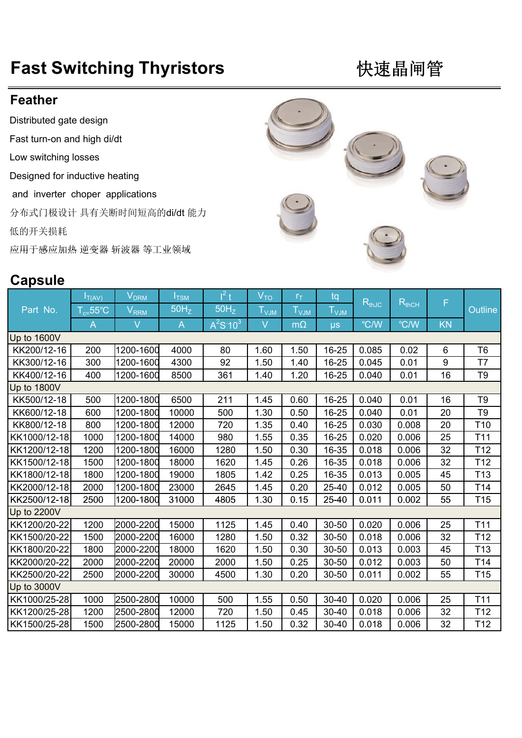# Fast Switching Thyristors

# 快速晶闸管

## Feather

Distributed gate design

Fast turn-on and high di/dt

Low switching losses

Designed for inductive heating

and inverter choper applications

分布式门极设计 具有关断时间短高的di/dt 能力

低的开关损耗

应用于感应加热 逆变器 斩波器 等工业领域

## Capsule

| Part No. | $I_{T(AV)}$ | $V_{DRM}$ | $I_{TSM}$ | $I^2t$ | $V_{TO}$ | $r_T$ | tq | $R_{thJC}$ | $R_{thCH}$ | F | Outline |
|---|---|---|---|---|---|---|---|---|---|---|---|
| | $T_{c=}55℃$ | $V_{RRM}$ | $50H_Z$ | $50H_Z$ | $T_{VJM}$ | $T_{VJM}$ | $T_{VJM}$ | | | | |
| | A | V | A | $A^2S{\cdot}10^3$ | V | mΩ | μs | ℃/W | ℃/W | KN | |
| Up to 1600V | | | | | | | | | | | |
| KK200/12-16 | 200 | 1200-1600 | 4000 | 80 | 1.60 | 1.50 | 16-25 | 0.085 | 0.02 | 6 | T6 |
| KK300/12-16 | 300 | 1200-1600 | 4300 | 92 | 1.50 | 1.40 | 16-25 | 0.045 | 0.01 | 9 | T7 |
| KK400/12-16 | 400 | 1200-1600 | 8500 | 361 | 1.40 | 1.20 | 16-25 | 0.040 | 0.01 | 16 | T9 |
| Up to 1800V | | | | | | | | | | | |
| KK500/12-18 | 500 | 1200-1800 | 6500 | 211 | 1.45 | 0.60 | 16-25 | 0.040 | 0.01 | 16 | T9 |
| KK600/12-18 | 600 | 1200-1800 | 10000 | 500 | 1.30 | 0.50 | 16-25 | 0.040 | 0.01 | 20 | T9 |
| KK800/12-18 | 800 | 1200-1800 | 12000 | 720 | 1.35 | 0.40 | 16-25 | 0.030 | 0.008 | 20 | T10 |
| KK1000/12-18 | 1000 | 1200-1800 | 14000 | 980 | 1.55 | 0.35 | 16-25 | 0.020 | 0.006 | 25 | T11 |
| KK1200/12-18 | 1200 | 1200-1800 | 16000 | 1280 | 1.50 | 0.30 | 16-35 | 0.018 | 0.006 | 32 | T12 |
| KK1500/12-18 | 1500 | 1200-1800 | 18000 | 1620 | 1.45 | 0.26 | 16-35 | 0.018 | 0.006 | 32 | T12 |
| KK1800/12-18 | 1800 | 1200-1800 | 19000 | 1805 | 1.42 | 0.25 | 16-35 | 0.013 | 0.005 | 45 | T13 |
| KK2000/12-18 | 2000 | 1200-1800 | 23000 | 2645 | 1.45 | 0.20 | 25-40 | 0.012 | 0.005 | 50 | T14 |
| KK2500/12-18 | 2500 | 1200-1800 | 31000 | 4805 | 1.30 | 0.15 | 25-40 | 0.011 | 0.002 | 55 | T15 |
| Up to 2200V | | | | | | | | | | | |
| KK1200/20-22 | 1200 | 2000-2200 | 15000 | 1125 | 1.45 | 0.40 | 30-50 | 0.020 | 0.006 | 25 | T11 |
| KK1500/20-22 | 1500 | 2000-2200 | 16000 | 1280 | 1.50 | 0.32 | 30-50 | 0.018 | 0.006 | 32 | T12 |
| KK1800/20-22 | 1800 | 2000-2200 | 18000 | 1620 | 1.50 | 0.30 | 30-50 | 0.013 | 0.003 | 45 | T13 |
| KK2000/20-22 | 2000 | 2000-2200 | 20000 | 2000 | 1.50 | 0.25 | 30-50 | 0.012 | 0.003 | 50 | T14 |
| KK2500/20-22 | 2500 | 2000-2200 | 30000 | 4500 | 1.30 | 0.20 | 30-50 | 0.011 | 0.002 | 55 | T15 |
| Up to 3000V | | | | | | | | | | | |
| KK1000/25-28 | 1000 | 2500-2800 | 10000 | 500 | 1.55 | 0.50 | 30-40 | 0.020 | 0.006 | 25 | T11 |
| KK1200/25-28 | 1200 | 2500-2800 | 12000 | 720 | 1.50 | 0.45 | 30-40 | 0.018 | 0.006 | 32 | T12 |
| KK1500/25-28 | 1500 | 2500-2800 | 15000 | 1125 | 1.50 | 0.32 | 30-40 | 0.018 | 0.006 | 32 | T12 |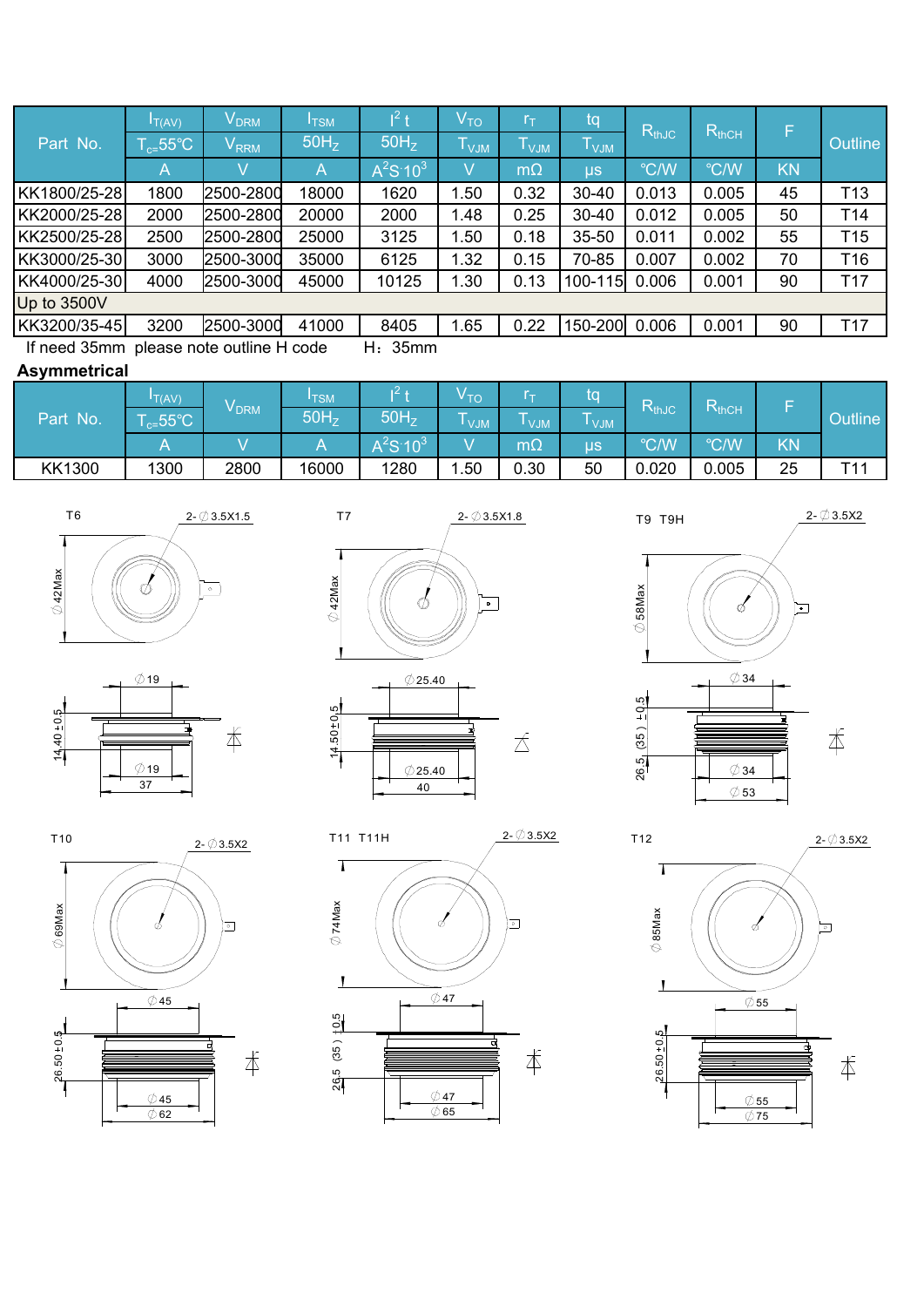| Part No. | $I_{T(AV)}$ $T_c$=55℃ | $V_{DRM}$ $V_{RRM}$ | $I_{TSM}$ 50Hz | $I^2t$ 50Hz | $V_{TO}$ $T_{VJM}$ | $r_T$ $T_{VJM}$ | tq $T_{VJM}$ | $R_{thJC}$ | $R_{thCH}$ | F | Outline |
|---|---|---|---|---|---|---|---|---|---|---|---|
| | A | V | A | $A^2S \cdot 10^3$ | V | mΩ | μs | ℃/W | ℃/W | KN | |
| KK1800/25-28 | 1800 | 2500-2800 | 18000 | 1620 | 1.50 | 0.32 | 30-40 | 0.013 | 0.005 | 45 | T13 |
| KK2000/25-28 | 2000 | 2500-2800 | 20000 | 2000 | 1.48 | 0.25 | 30-40 | 0.012 | 0.005 | 50 | T14 |
| KK2500/25-28 | 2500 | 2500-2800 | 25000 | 3125 | 1.50 | 0.18 | 35-50 | 0.011 | 0.002 | 55 | T15 |
| KK3000/25-30 | 3000 | 2500-3000 | 35000 | 6125 | 1.32 | 0.15 | 70-85 | 0.007 | 0.002 | 70 | T16 |
| KK4000/25-30 | 4000 | 2500-3000 | 45000 | 10125 | 1.30 | 0.13 | 100-115 | 0.006 | 0.001 | 90 | T17 |
| Up to 3500V | | | | | | | | | | | |
| KK3200/35-45 | 3200 | 2500-3000 | 41000 | 8405 | 1.65 | 0.22 | 150-200 | 0.006 | 0.001 | 90 | T17 |

If need 35mm please note outline H code H：35mm

**Asymmetrical**

| Part No. | $I_{T(AV)}$ $T_c$=55℃ | $V_{DRM}$ | $I_{TSM}$ 50Hz | $I^2t$ 50Hz | $V_{TO}$ $T_{VJM}$ | $r_T$ $T_{VJM}$ | tq $T_{VJM}$ | $R_{thJC}$ | $R_{thCH}$ | F | Outline |
|---|---|---|---|---|---|---|---|---|---|---|---|
| | A | V | A | $A^2S \cdot 10^3$ | V | mΩ | μs | ℃/W | ℃/W | KN | |
| KK1300 | 1300 | 2800 | 16000 | 1280 | 1.50 | 0.30 | 50 | 0.020 | 0.005 | 25 | T11 |

T6: 2-∅3.5X1.5; ∅42Max; ∅19; 14.40±0.5; ∅19; 37

T7: 2-∅3.5X1.8; ∅42Max; ∅25.40; 14.50±0.5; ∅25.40; 40

T9 T9H: 2-∅3.5X2; ∅58Max; ∅34; 26.5 (35) ±0.5; ∅34; ∅53

T10: 2-∅3.5X2; ∅69Max; ∅45; 26.50±0.5; ∅45; ∅62

T11 T11H: 2-∅3.5X2; ∅74Max; ∅47; 26.5 (35) ±0.5; ∅47; ∅65

T12: 2-∅3.5X2; ∅85Max; ∅55; 26.50±0.5; ∅55; ∅75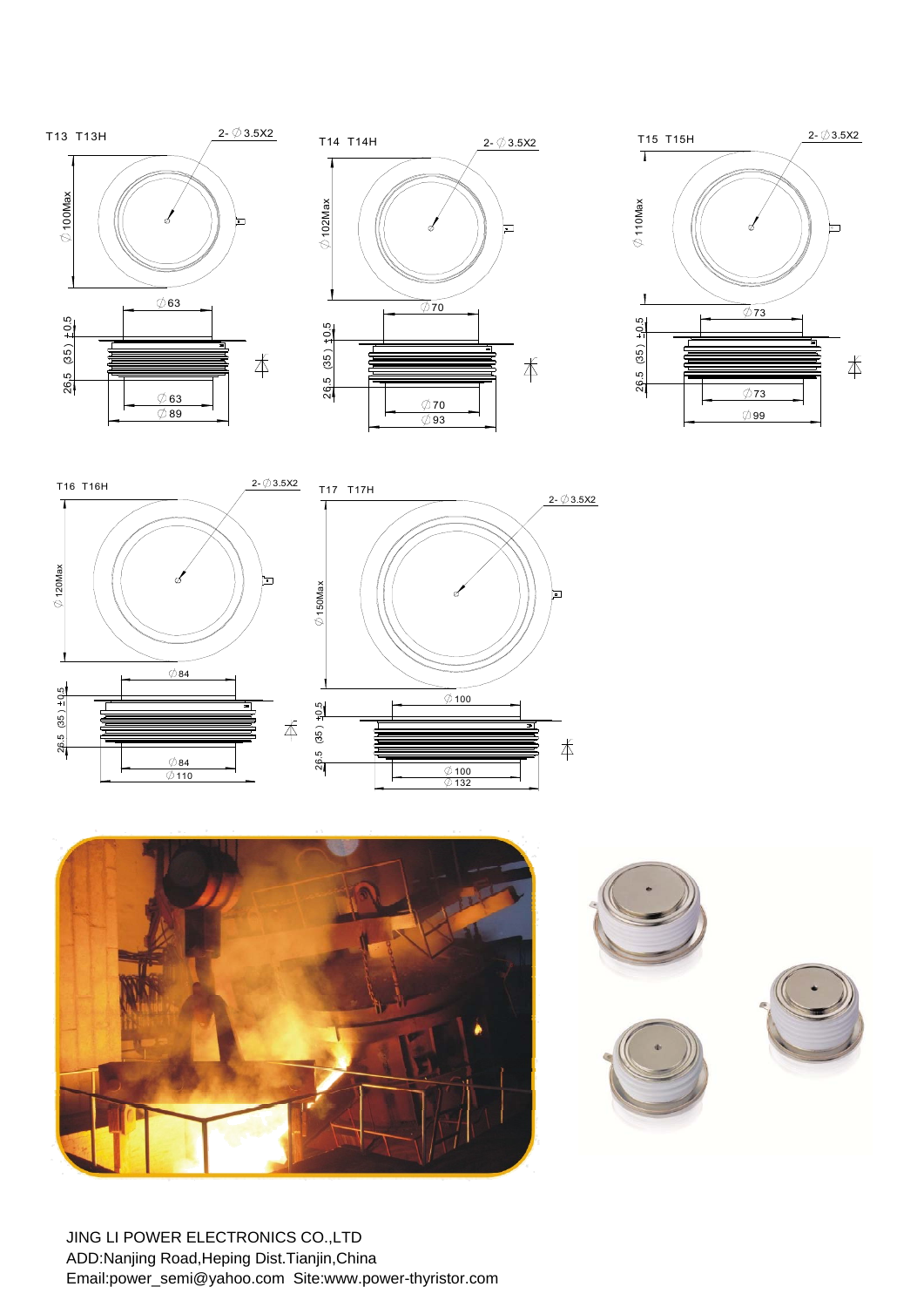T13 T13H

2- ∅3.5X2

∅100Max

∅63

26.5 (35) ±0.5

∅63

∅89

T14 T14H

2- ∅3.5X2

∅102Max

∅70

26.5 (35) ±0.5

∅70

∅93

T15 T15H

2- ∅3.5X2

∅110Max

∅73

26.5 (35) ±0.5

∅73

∅99

T16 T16H

2- ∅3.5X2

∅120Max

∅84

26.5 (35) ±0.5

∅84

∅110

T17 T17H

2- ∅3.5X2

∅150Max

∅100

26.5 (35) ±0.5

∅100

∅132

JING LI POWER ELECTRONICS CO.,LTD
ADD:Nanjing Road,Heping Dist.Tianjin,China
Email:power_semi@yahoo.com Site:www.power-thyristor.com